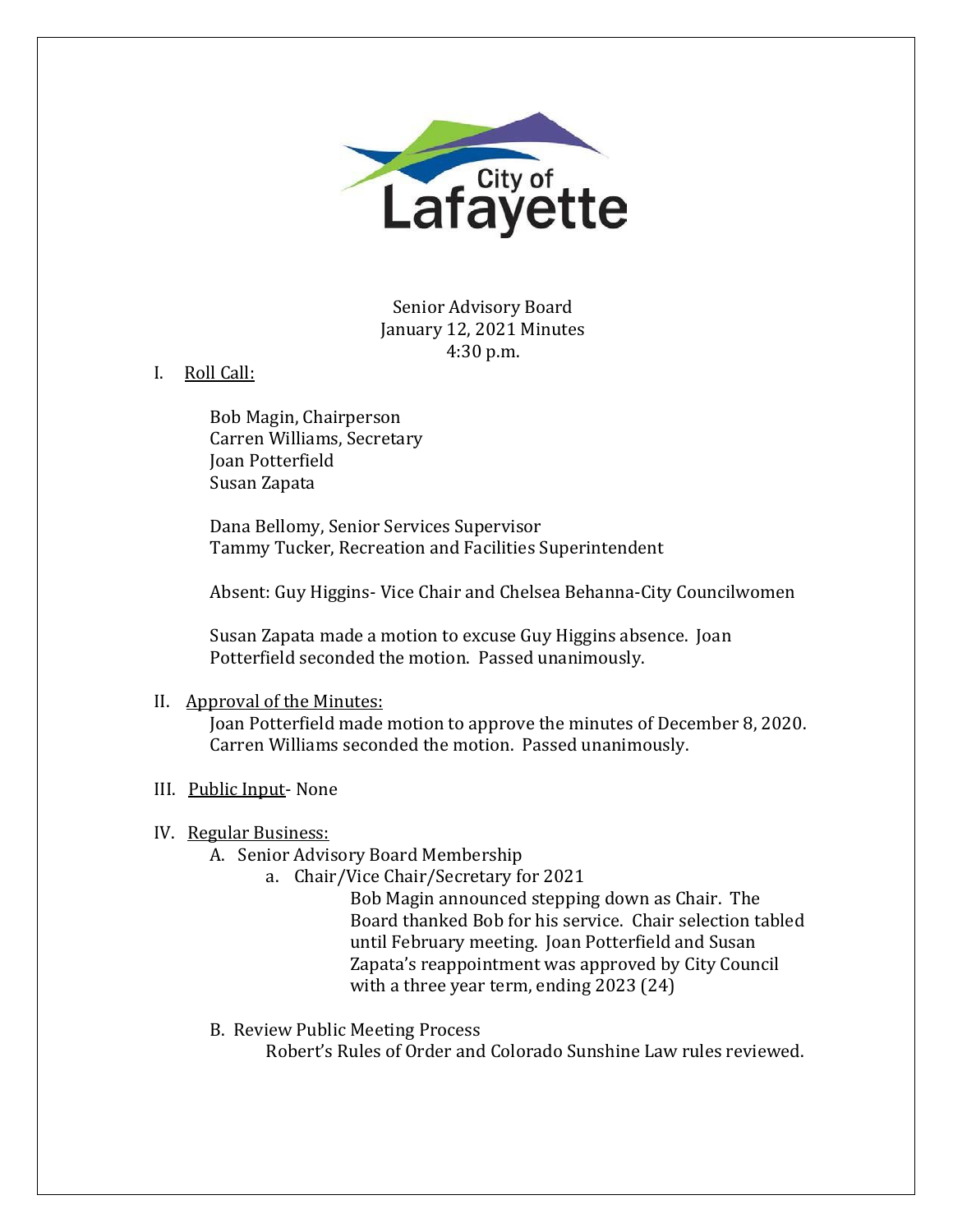City of Lafayette

Senior Advisory Board
January 12, 2021 Minutes
4:30 p.m.

I. Roll Call:

Bob Magin, Chairperson
Carren Williams, Secretary
Joan Potterfield
Susan Zapata

Dana Bellomy, Senior Services Supervisor
Tammy Tucker, Recreation and Facilities Superintendent

Absent: Guy Higgins- Vice Chair and Chelsea Behanna-City Councilwomen

Susan Zapata made a motion to excuse Guy Higgins absence. Joan Potterfield seconded the motion. Passed unanimously.

II. Approval of the Minutes:
Joan Potterfield made motion to approve the minutes of December 8, 2020. Carren Williams seconded the motion. Passed unanimously.

III. Public Input- None

IV. Regular Business:
A. Senior Advisory Board Membership
a. Chair/Vice Chair/Secretary for 2021
Bob Magin announced stepping down as Chair. The Board thanked Bob for his service. Chair selection tabled until February meeting. Joan Potterfield and Susan Zapata's reappointment was approved by City Council with a three year term, ending 2023 (24)

B. Review Public Meeting Process
Robert's Rules of Order and Colorado Sunshine Law rules reviewed.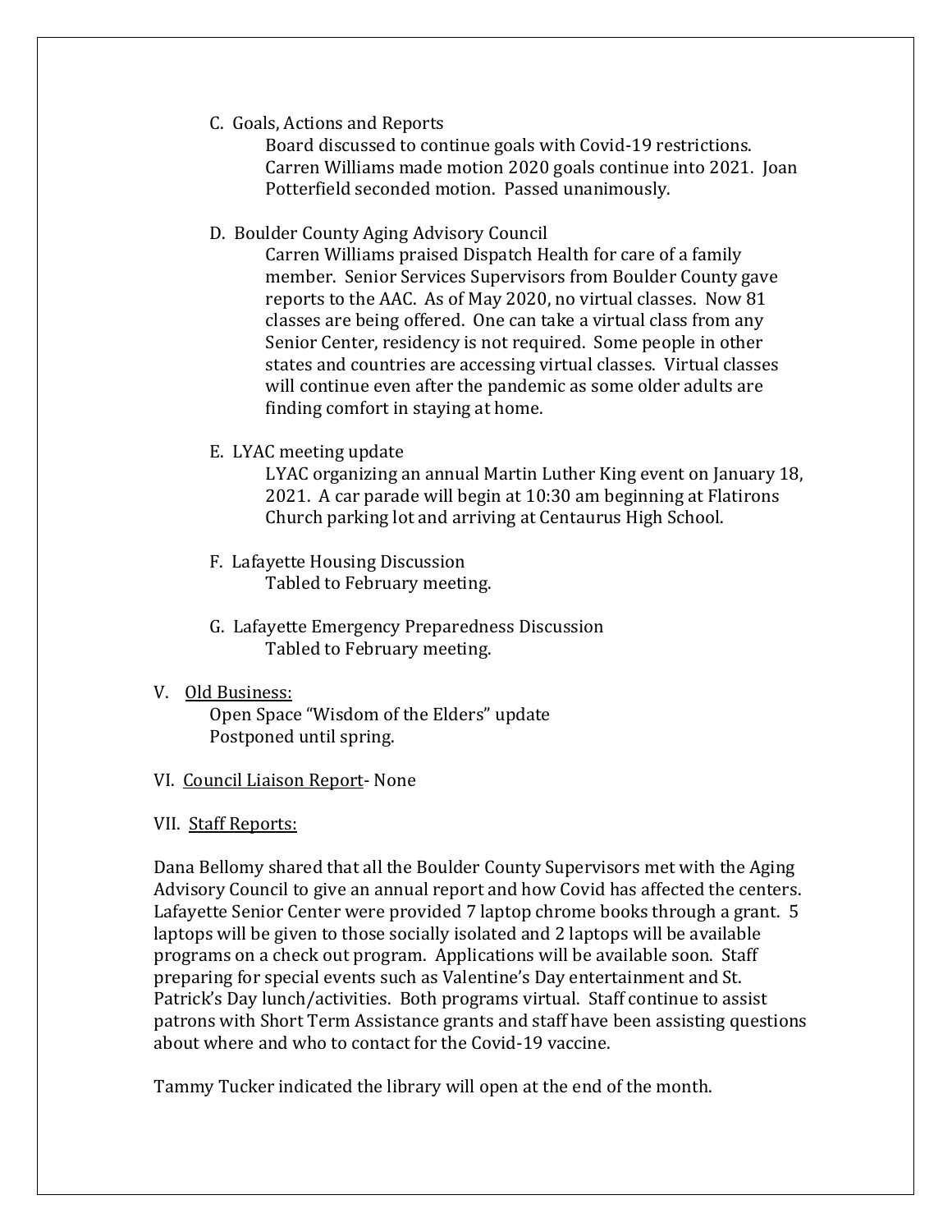C. Goals, Actions and Reports

Board discussed to continue goals with Covid-19 restrictions. Carren Williams made motion 2020 goals continue into 2021. Joan Potterfield seconded motion. Passed unanimously.

D. Boulder County Aging Advisory Council

Carren Williams praised Dispatch Health for care of a family member. Senior Services Supervisors from Boulder County gave reports to the AAC. As of May 2020, no virtual classes. Now 81 classes are being offered. One can take a virtual class from any Senior Center, residency is not required. Some people in other states and countries are accessing virtual classes. Virtual classes will continue even after the pandemic as some older adults are finding comfort in staying at home.

E. LYAC meeting update

LYAC organizing an annual Martin Luther King event on January 18, 2021. A car parade will begin at 10:30 am beginning at Flatirons Church parking lot and arriving at Centaurus High School.

F. Lafayette Housing Discussion

Tabled to February meeting.

G. Lafayette Emergency Preparedness Discussion

Tabled to February meeting.

V. Old Business:

Open Space "Wisdom of the Elders" update
Postponed until spring.

VI. Council Liaison Report- None

VII. Staff Reports:

Dana Bellomy shared that all the Boulder County Supervisors met with the Aging Advisory Council to give an annual report and how Covid has affected the centers. Lafayette Senior Center were provided 7 laptop chrome books through a grant. 5 laptops will be given to those socially isolated and 2 laptops will be available programs on a check out program. Applications will be available soon. Staff preparing for special events such as Valentine's Day entertainment and St. Patrick's Day lunch/activities. Both programs virtual. Staff continue to assist patrons with Short Term Assistance grants and staff have been assisting questions about where and who to contact for the Covid-19 vaccine.

Tammy Tucker indicated the library will open at the end of the month.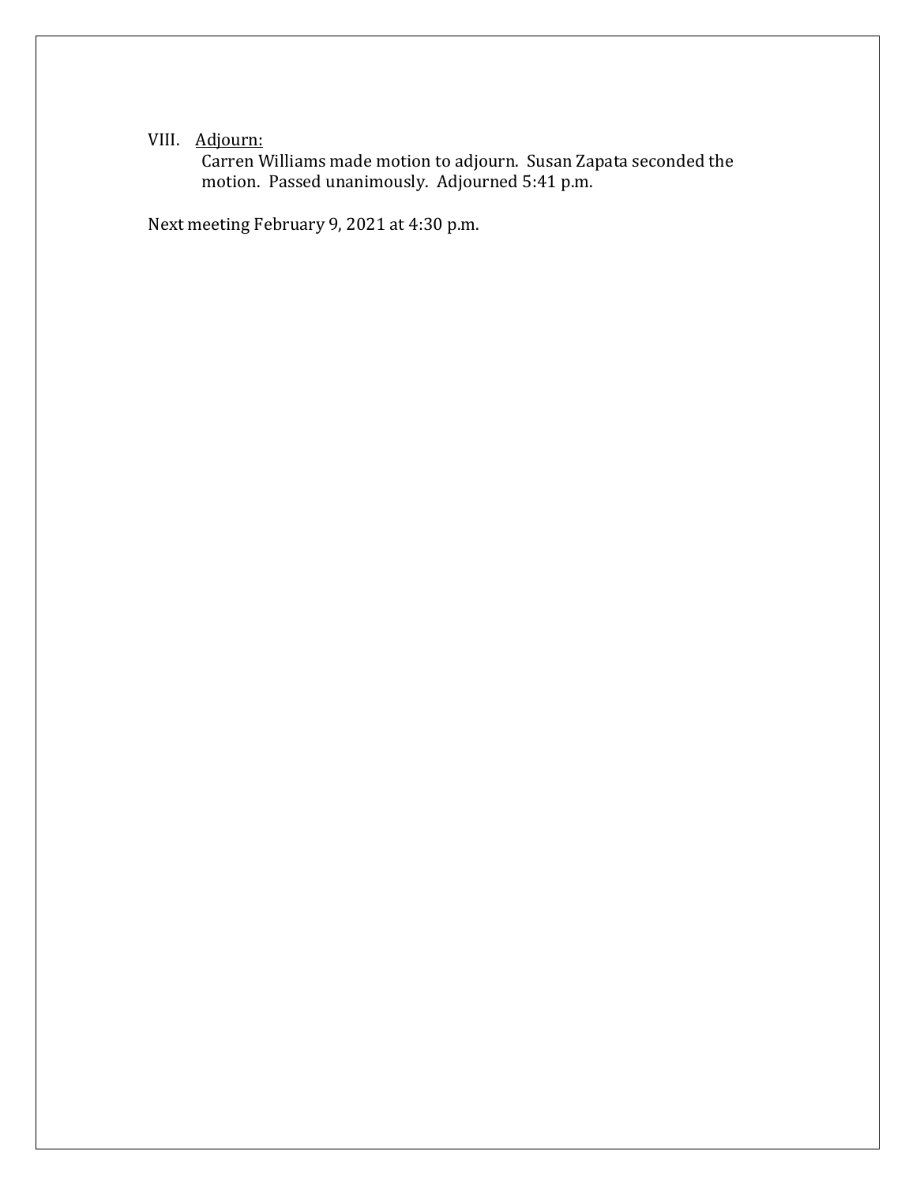VIII. <u>Adjourn:</u>

Carren Williams made motion to adjourn. Susan Zapata seconded the motion. Passed unanimously. Adjourned 5:41 p.m.

Next meeting February 9, 2021 at 4:30 p.m.